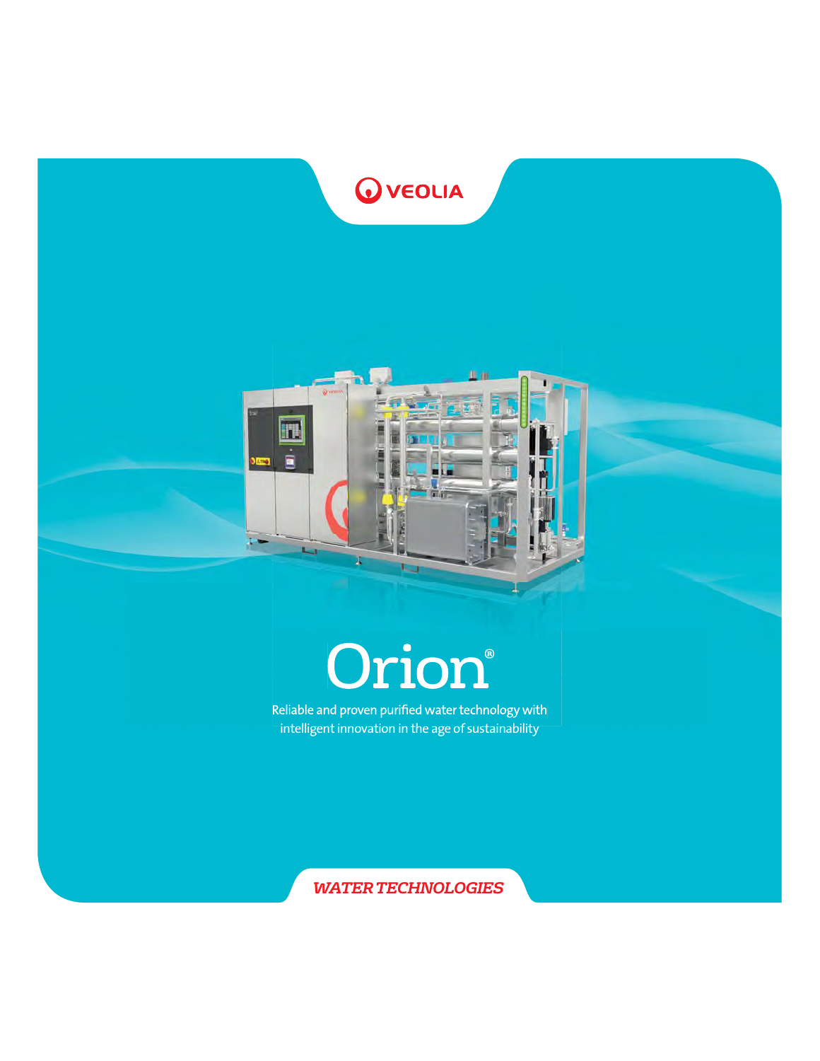VEOLIA

# Orion®

Reliable and proven purified water technology with intelligent innovation in the age of sustainability

*WATER TECHNOLOGIES*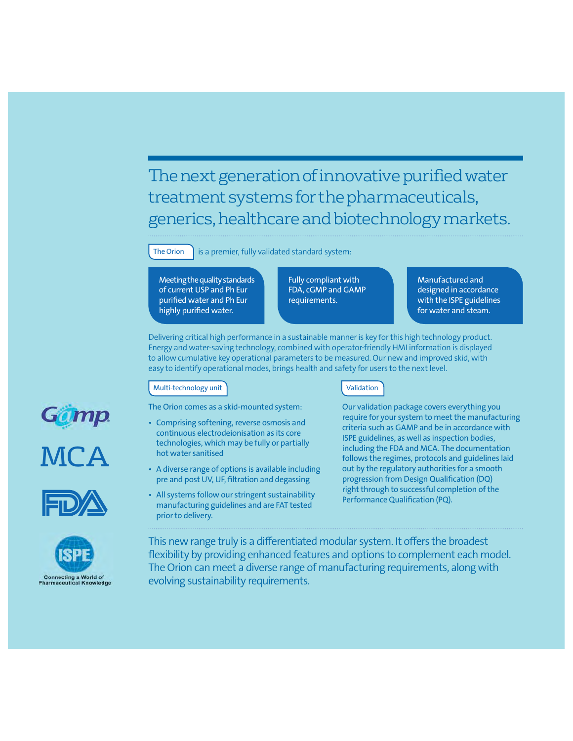# The next generation of innovative purified water treatment systems for the pharmaceuticals, generics, healthcare and biotechnology markets.

**The Orion** is a premier, fully validated standard system:

- Meeting the quality standards of current USP and Ph Eur purified water and Ph Eur highly purified water.
- Fully compliant with FDA, cGMP and GAMP requirements.
- Manufactured and designed in accordance with the ISPE guidelines for water and steam.

Delivering critical high performance in a sustainable manner is key for this high technology product. Energy and water-saving technology, combined with operator-friendly HMI information is displayed to allow cumulative key operational parameters to be measured. Our new and improved skid, with easy to identify operational modes, brings health and safety for users to the next level.

## Multi-technology unit

The Orion comes as a skid-mounted system:

- Comprising softening, reverse osmosis and continuous electrodeionisation as its core technologies, which may be fully or partially hot water sanitised
- A diverse range of options is available including pre and post UV, UF, filtration and degassing
- All systems follow our stringent sustainability manufacturing guidelines and are FAT tested prior to delivery.

## Validation

Our validation package covers everything you require for your system to meet the manufacturing criteria such as GAMP and be in accordance with ISPE guidelines, as well as inspection bodies, including the FDA and MCA. The documentation follows the regimes, protocols and guidelines laid out by the regulatory authorities for a smooth progression from Design Qualification (DQ) right through to successful completion of the Performance Qualification (PQ).

Gamp

MCA

FDA

ISPE
Connecting a World of Pharmaceutical Knowledge

This new range truly is a differentiated modular system. It offers the broadest flexibility by providing enhanced features and options to complement each model. The Orion can meet a diverse range of manufacturing requirements, along with evolving sustainability requirements.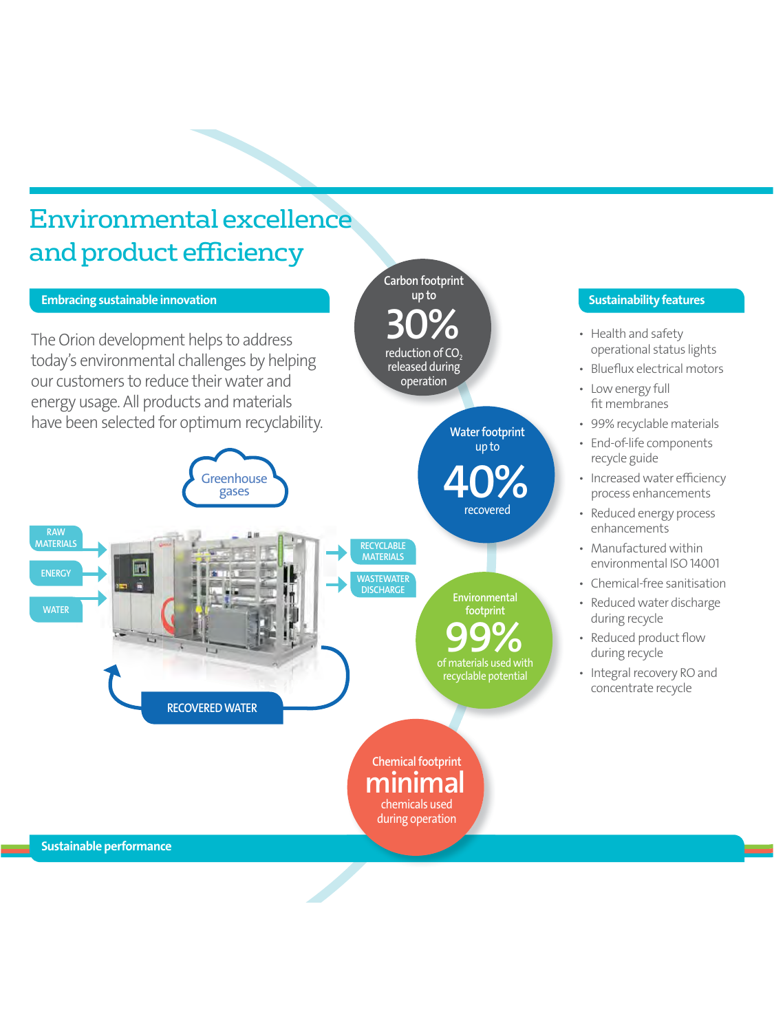# Environmental excellence and product efficiency

## Embracing sustainable innovation

The Orion development helps to address today's environmental challenges by helping our customers to reduce their water and energy usage. All products and materials have been selected for optimum recyclability.

Greenhouse gases

RAW MATERIALS

ENERGY

WATER

RECYCLABLE MATERIALS

WASTEWATER DISCHARGE

RECOVERED WATER

**Carbon footprint** up to **30%** reduction of $CO_2$ released during operation

**Water footprint** up to **40%** recovered

**Environmental footprint** **99%** of materials used with recyclable potential

**Chemical footprint** **minimal** chemicals used during operation

## Sustainability features

- Health and safety operational status lights
- Blueflux electrical motors
- Low energy full fit membranes
- 99% recyclable materials
- End-of-life components recycle guide
- Increased water efficiency process enhancements
- Reduced energy process enhancements
- Manufactured within environmental ISO 14001
- Chemical-free sanitisation
- Reduced water discharge during recycle
- Reduced product flow during recycle
- Integral recovery RO and concentrate recycle

## Sustainable performance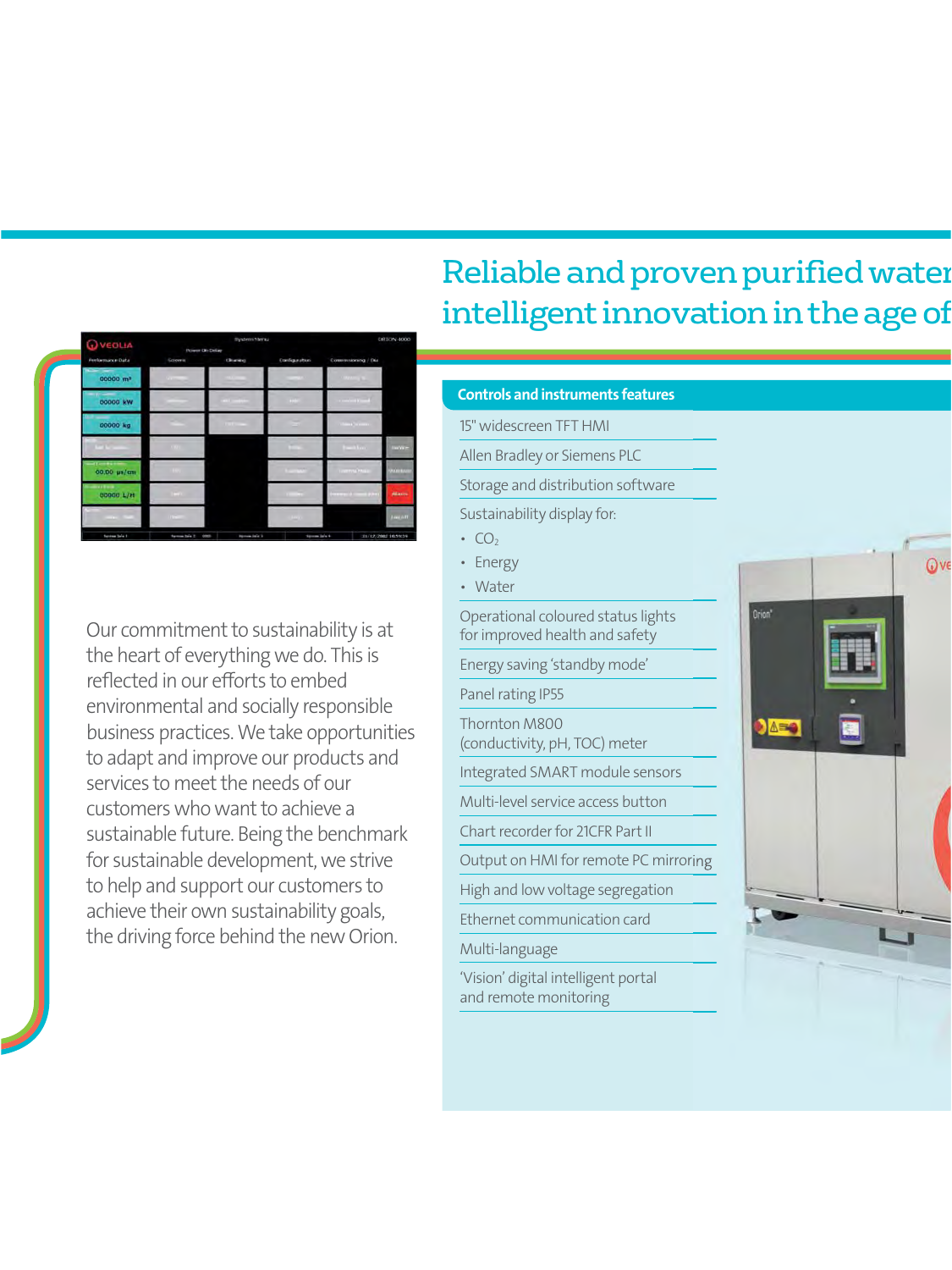# Reliable and proven purified water intelligent innovation in the age of

Our commitment to sustainability is at the heart of everything we do. This is reflected in our efforts to embed environmental and socially responsible business practices. We take opportunities to adapt and improve our products and services to meet the needs of our customers who want to achieve a sustainable future. Being the benchmark for sustainable development, we strive to help and support our customers to achieve their own sustainability goals, the driving force behind the new Orion.

## Controls and instruments features

- 15" widescreen TFT HMI
- Allen Bradley or Siemens PLC
- Storage and distribution software
- Sustainability display for:
  - $CO_2$
  - Energy
  - Water
- Operational coloured status lights for improved health and safety
- Energy saving 'standby mode'
- Panel rating IP55
- Thornton M800 (conductivity, pH, TOC) meter
- Integrated SMART module sensors
- Multi-level service access button
- Chart recorder for 21CFR Part II
- Output on HMI for remote PC mirroring
- High and low voltage segregation
- Ethernet communication card
- Multi-language
- 'Vision' digital intelligent portal and remote monitoring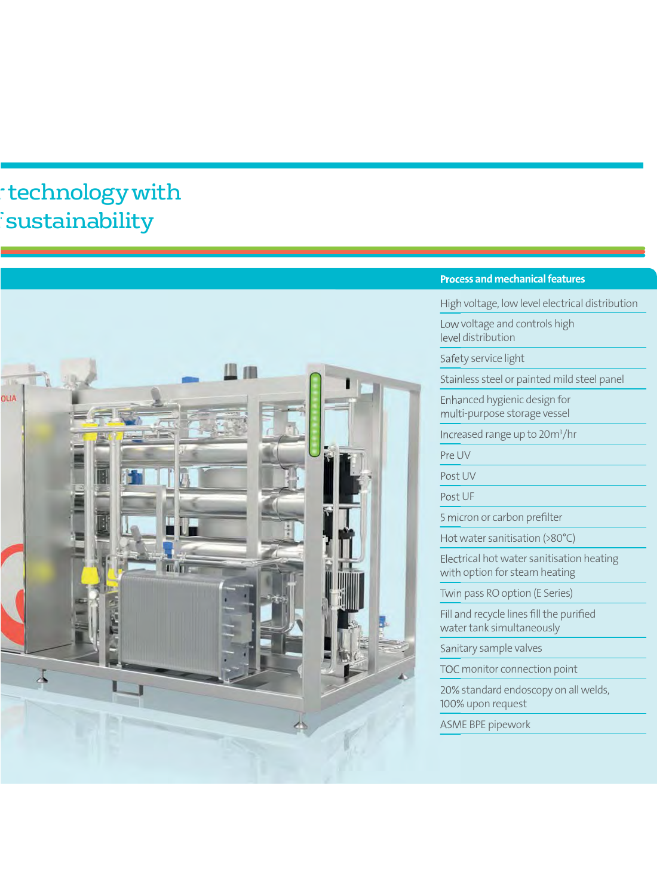# technology with sustainability

## Process and mechanical features

- High voltage, low level electrical distribution
- Low voltage and controls high level distribution
- Safety service light
- Stainless steel or painted mild steel panel
- Enhanced hygienic design for multi-purpose storage vessel
- Increased range up to 20m$^3$/hr
- Pre UV
- Post UV
- Post UF
- 5 micron or carbon prefilter
- Hot water sanitisation (>80°C)
- Electrical hot water sanitisation heating with option for steam heating
- Twin pass RO option (E Series)
- Fill and recycle lines fill the purified water tank simultaneously
- Sanitary sample valves
- TOC monitor connection point
- 20% standard endoscopy on all welds, 100% upon request
- ASME BPE pipework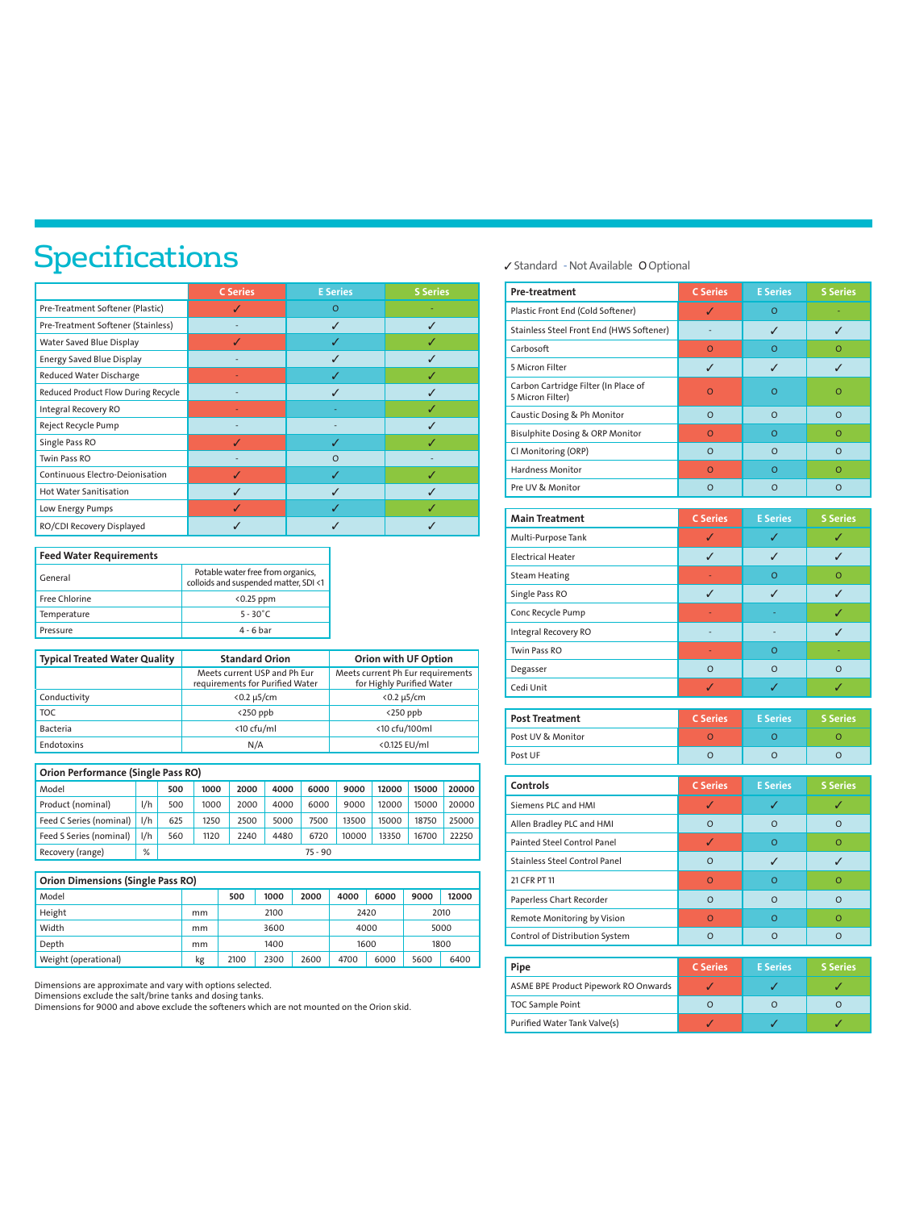# Specifications

✓ Standard - Not Available O Optional

| | C Series | E Series | S Series |
|---|---|---|---|
| Pre-Treatment Softener (Plastic) | ✓ | O | - |
| Pre-Treatment Softener (Stainless) | - | ✓ | ✓ |
| Water Saved Blue Display | ✓ | ✓ | ✓ |
| Energy Saved Blue Display | - | ✓ | ✓ |
| Reduced Water Discharge | - | ✓ | ✓ |
| Reduced Product Flow During Recycle | - | ✓ | ✓ |
| Integral Recovery RO | - | - | ✓ |
| Reject Recycle Pump | - | - | ✓ |
| Single Pass RO | ✓ | ✓ | ✓ |
| Twin Pass RO | - | O | - |
| Continuous Electro-Deionisation | ✓ | ✓ | ✓ |
| Hot Water Sanitisation | ✓ | ✓ | ✓ |
| Low Energy Pumps | ✓ | ✓ | ✓ |
| RO/CDI Recovery Displayed | ✓ | ✓ | ✓ |

| Feed Water Requirements | |
|---|---|
| General | Potable water free from organics, colloids and suspended matter, SDI <1 |
| Free Chlorine | <0.25 ppm |
| Temperature | 5 - 30˚C |
| Pressure | 4 - 6 bar |

| Typical Treated Water Quality | Standard Orion | Orion with UF Option |
|---|---|---|
| | Meets current USP and Ph Eur requirements for Purified Water | Meets current Ph Eur requirements for Highly Purified Water |
| Conductivity | <0.2 µS/cm | <0.2 µS/cm |
| TOC | <250 ppb | <250 ppb |
| Bacteria | <10 cfu/ml | <10 cfu/100ml |
| Endotoxins | N/A | <0.125 EU/ml |

| Orion Performance (Single Pass RO) | | | | | | | | | | |
|---|---|---|---|---|---|---|---|---|---|---|
| Model | | 500 | 1000 | 2000 | 4000 | 6000 | 9000 | 12000 | 15000 | 20000 |
| Product (nominal) | l/h | 500 | 1000 | 2000 | 4000 | 6000 | 9000 | 12000 | 15000 | 20000 |
| Feed C Series (nominal) | l/h | 625 | 1250 | 2500 | 5000 | 7500 | 13500 | 15000 | 18750 | 25000 |
| Feed S Series (nominal) | l/h | 560 | 1120 | 2240 | 4480 | 6720 | 10000 | 13350 | 16700 | 22250 |
| Recovery (range) | % | 75 - 90 | | | | | | | | |

| Orion Dimensions (Single Pass RO) | | | | | | | | |
|---|---|---|---|---|---|---|---|---|
| Model | | 500 | 1000 | 2000 | 4000 | 6000 | 9000 | 12000 |
| Height | mm | 2100 | | | 2420 | | 2010 | |
| Width | mm | 3600 | | | 4000 | | 5000 | |
| Depth | mm | 1400 | | | 1600 | | 1800 | |
| Weight (operational) | kg | 2100 | 2300 | 2600 | 4700 | 6000 | 5600 | 6400 |

Dimensions are approximate and vary with options selected.
Dimensions exclude the salt/brine tanks and dosing tanks.
Dimensions for 9000 and above exclude the softeners which are not mounted on the Orion skid.

| Pre-treatment | C Series | E Series | S Series |
|---|---|---|---|
| Plastic Front End (Cold Softener) | ✓ | O | - |
| Stainless Steel Front End (HWS Softener) | - | ✓ | ✓ |
| Carbosoft | O | O | O |
| 5 Micron Filter | ✓ | ✓ | ✓ |
| Carbon Cartridge Filter (In Place of 5 Micron Filter) | O | O | O |
| Caustic Dosing & Ph Monitor | O | O | O |
| Bisulphite Dosing & ORP Monitor | O | O | O |
| Cl Monitoring (ORP) | O | O | O |
| Hardness Monitor | O | O | O |
| Pre UV & Monitor | O | O | O |

| Main Treatment | C Series | E Series | S Series |
|---|---|---|---|
| Multi-Purpose Tank | ✓ | ✓ | ✓ |
| Electrical Heater | ✓ | ✓ | ✓ |
| Steam Heating | - | O | O |
| Single Pass RO | ✓ | ✓ | ✓ |
| Conc Recycle Pump | - | - | ✓ |
| Integral Recovery RO | - | - | ✓ |
| Twin Pass RO | - | O | - |
| Degasser | O | O | O |
| Cedi Unit | ✓ | ✓ | ✓ |

| Post Treatment | C Series | E Series | S Series |
|---|---|---|---|
| Post UV & Monitor | O | O | O |
| Post UF | O | O | O |

| Controls | C Series | E Series | S Series |
|---|---|---|---|
| Siemens PLC and HMI | ✓ | ✓ | ✓ |
| Allen Bradley PLC and HMI | O | O | O |
| Painted Steel Control Panel | ✓ | O | O |
| Stainless Steel Control Panel | O | ✓ | ✓ |
| 21 CFR PT 11 | O | O | O |
| Paperless Chart Recorder | O | O | O |
| Remote Monitoring by Vision | O | O | O |
| Control of Distribution System | O | O | O |

| Pipe | C Series | E Series | S Series |
|---|---|---|---|
| ASME BPE Product Pipework RO Onwards | ✓ | ✓ | ✓ |
| TOC Sample Point | O | O | O |
| Purified Water Tank Valve(s) | ✓ | ✓ | ✓ |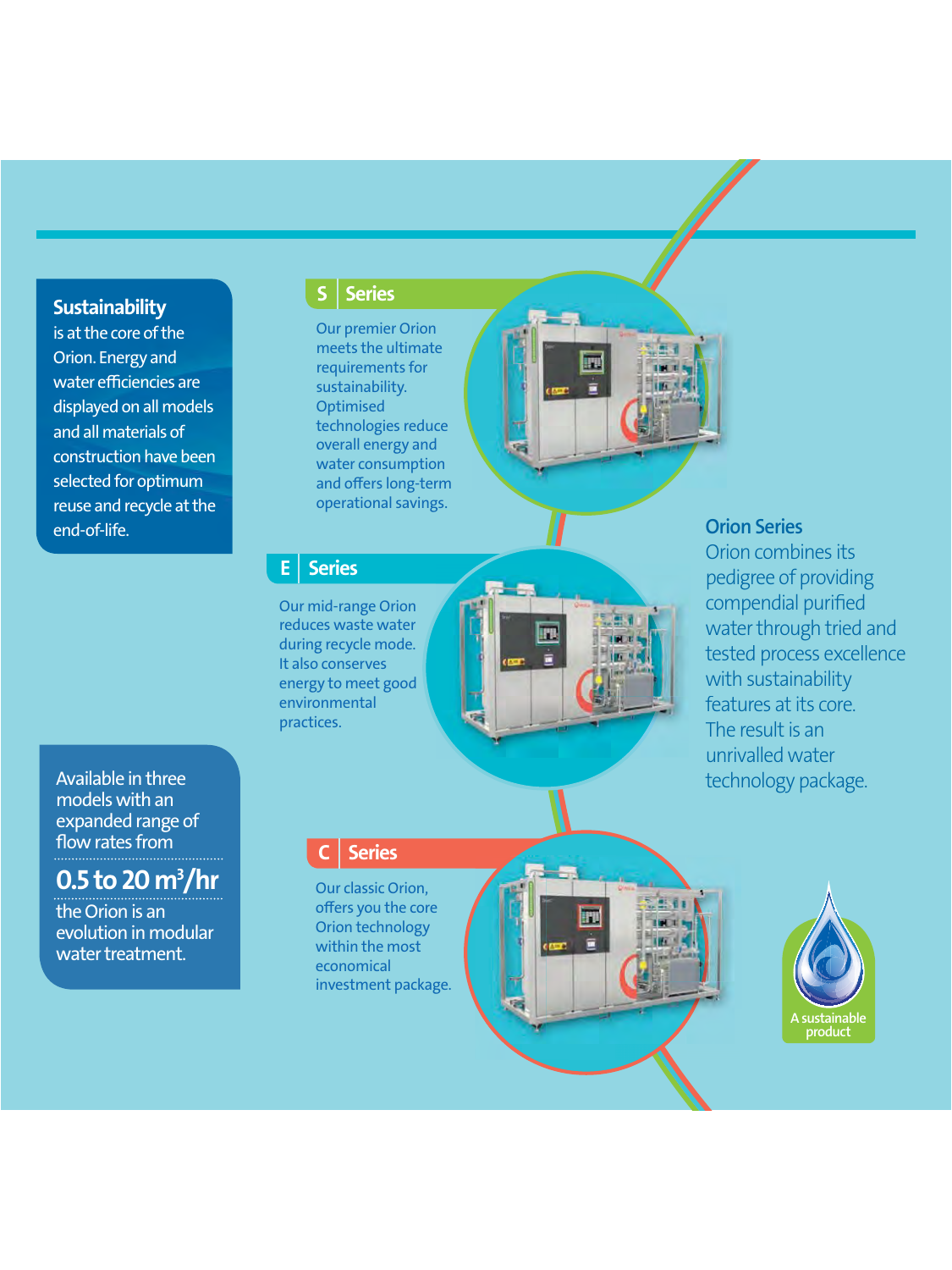**Sustainability** is at the core of the Orion. Energy and water efficiencies are displayed on all models and all materials of construction have been selected for optimum reuse and recycle at the end-of-life.

## S | Series

Our premier Orion meets the ultimate requirements for sustainability. Optimised technologies reduce overall energy and water consumption and offers long-term operational savings.

## E | Series

Our mid-range Orion reduces waste water during recycle mode. It also conserves energy to meet good environmental practices.

## Orion Series

Orion combines its pedigree of providing compendial purified water through tried and tested process excellence with sustainability features at its core. The result is an unrivalled water technology package.

Available in three models with an expanded range of flow rates from

**0.5 to 20 $m^3$/hr**

the Orion is an evolution in modular water treatment.

## C | Series

Our classic Orion, offers you the core Orion technology within the most economical investment package.

A sustainable product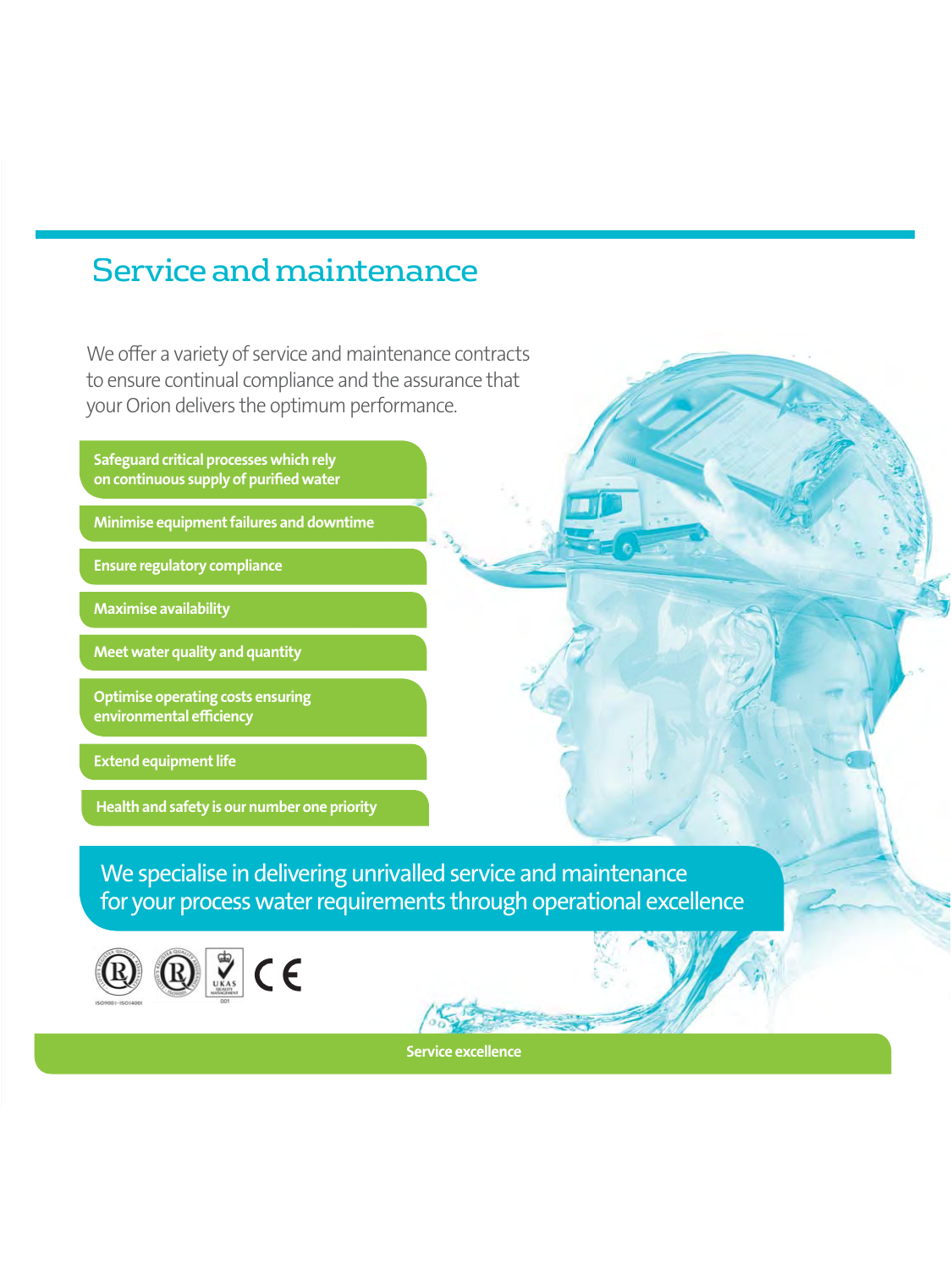# Service and maintenance

We offer a variety of service and maintenance contracts to ensure continual compliance and the assurance that your Orion delivers the optimum performance.

- **Safeguard critical processes which rely on continuous supply of purified water**
- **Minimise equipment failures and downtime**
- **Ensure regulatory compliance**
- **Maximise availability**
- **Meet water quality and quantity**
- **Optimise operating costs ensuring environmental efficiency**
- **Extend equipment life**
- **Health and safety is our number one priority**

We specialise in delivering unrivalled service and maintenance for your process water requirements through operational excellence

ISO9001 - ISO14001

UKAS QUALITY MANAGEMENT 001

CE

**Service excellence**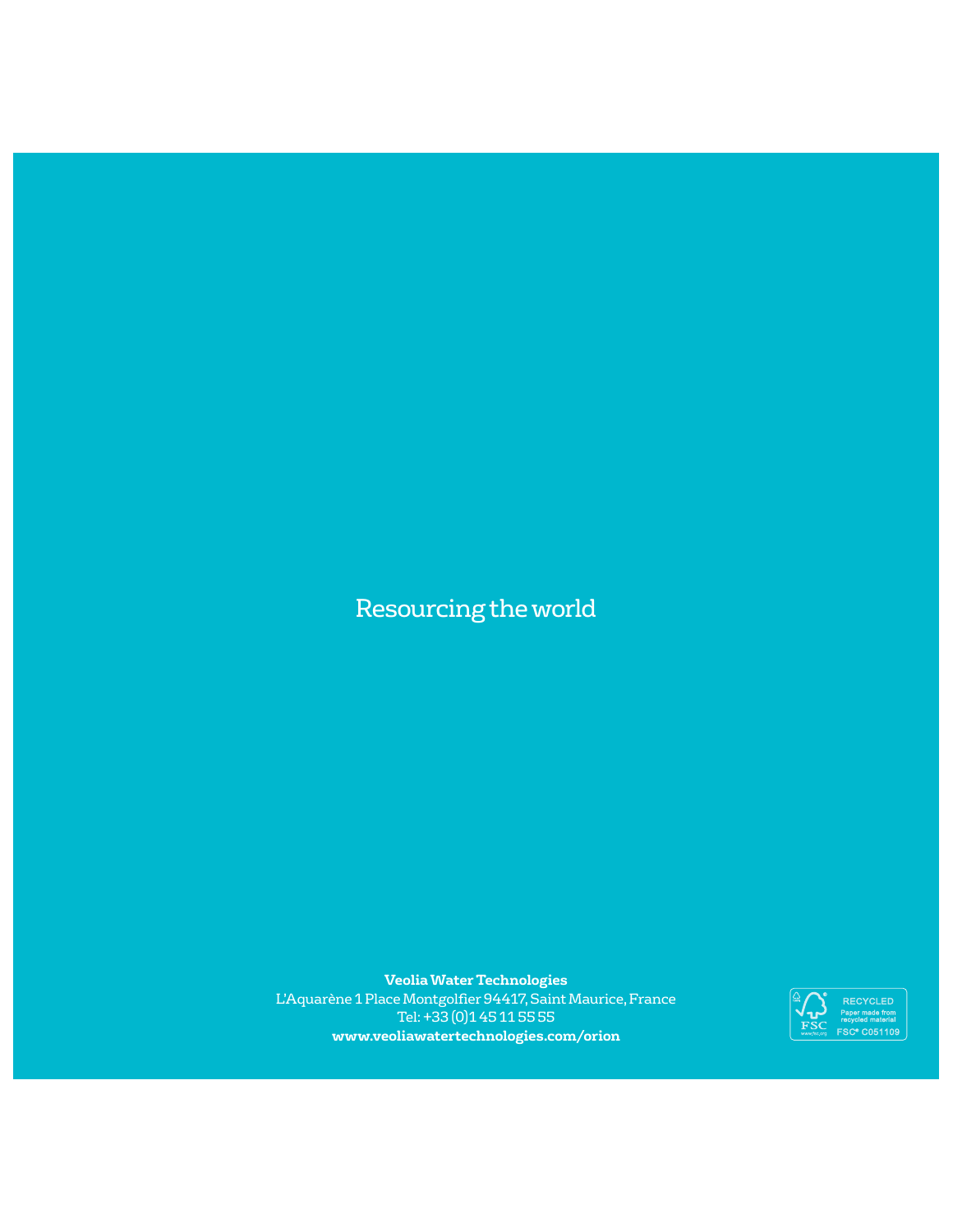Resourcing the world

**Veolia Water Technologies**
L'Aquarène 1 Place Montgolfier 94417, Saint Maurice, France
Tel: +33 (0)1 45 11 55 55
**www.veoliawatertechnologies.com/orion**

RECYCLED
Paper made from recycled material
FSC® C051109